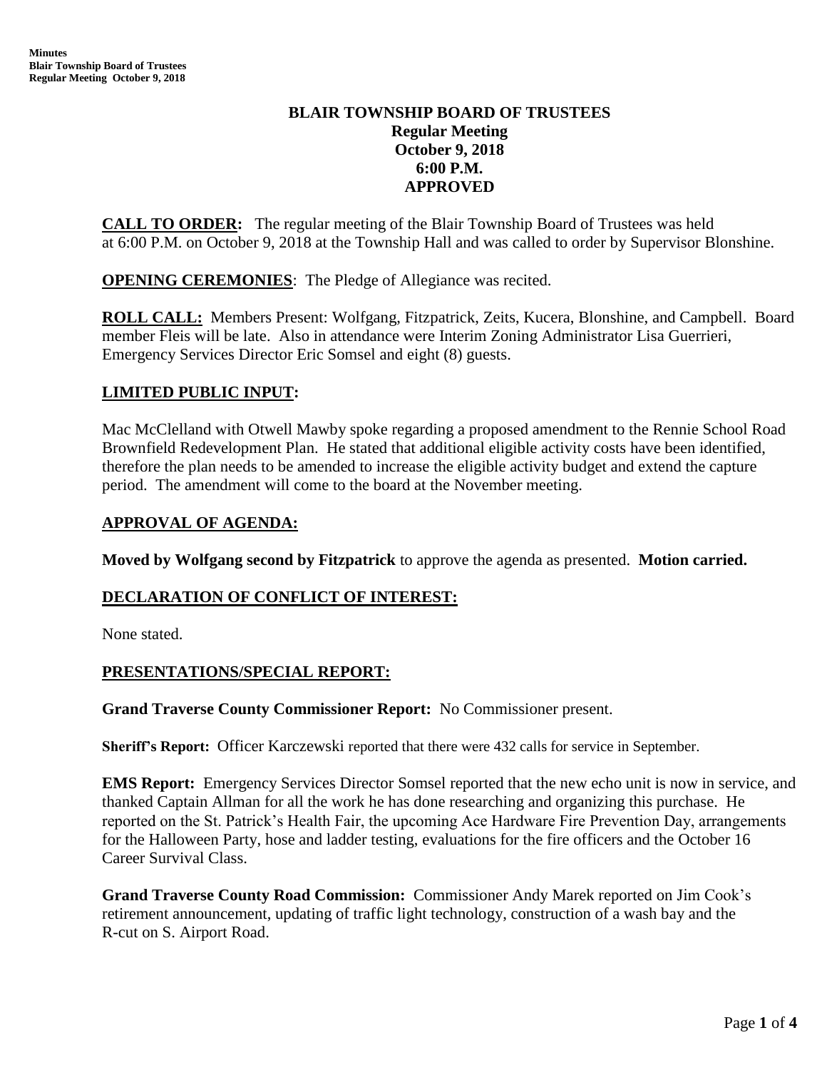# BLAIR TOWNSHIP BOARD OF TRUSTEES
**Regular Meeting**
**October 9, 2018**
**6:00 P.M.**
**APPROVED**

**CALL TO ORDER:** The regular meeting of the Blair Township Board of Trustees was held at 6:00 P.M. on October 9, 2018 at the Township Hall and was called to order by Supervisor Blonshine.

**OPENING CEREMONIES**: The Pledge of Allegiance was recited.

**ROLL CALL:** Members Present: Wolfgang, Fitzpatrick, Zeits, Kucera, Blonshine, and Campbell. Board member Fleis will be late. Also in attendance were Interim Zoning Administrator Lisa Guerrieri, Emergency Services Director Eric Somsel and eight (8) guests.

## LIMITED PUBLIC INPUT:

Mac McClelland with Otwell Mawby spoke regarding a proposed amendment to the Rennie School Road Brownfield Redevelopment Plan. He stated that additional eligible activity costs have been identified, therefore the plan needs to be amended to increase the eligible activity budget and extend the capture period. The amendment will come to the board at the November meeting.

## APPROVAL OF AGENDA:

**Moved by Wolfgang second by Fitzpatrick** to approve the agenda as presented. **Motion carried.**

## DECLARATION OF CONFLICT OF INTEREST:

None stated.

## PRESENTATIONS/SPECIAL REPORT:

**Grand Traverse County Commissioner Report:** No Commissioner present.

**Sheriff's Report:** Officer Karczewski reported that there were 432 calls for service in September.

**EMS Report:** Emergency Services Director Somsel reported that the new echo unit is now in service, and thanked Captain Allman for all the work he has done researching and organizing this purchase. He reported on the St. Patrick's Health Fair, the upcoming Ace Hardware Fire Prevention Day, arrangements for the Halloween Party, hose and ladder testing, evaluations for the fire officers and the October 16 Career Survival Class.

**Grand Traverse County Road Commission:** Commissioner Andy Marek reported on Jim Cook's retirement announcement, updating of traffic light technology, construction of a wash bay and the R-cut on S. Airport Road.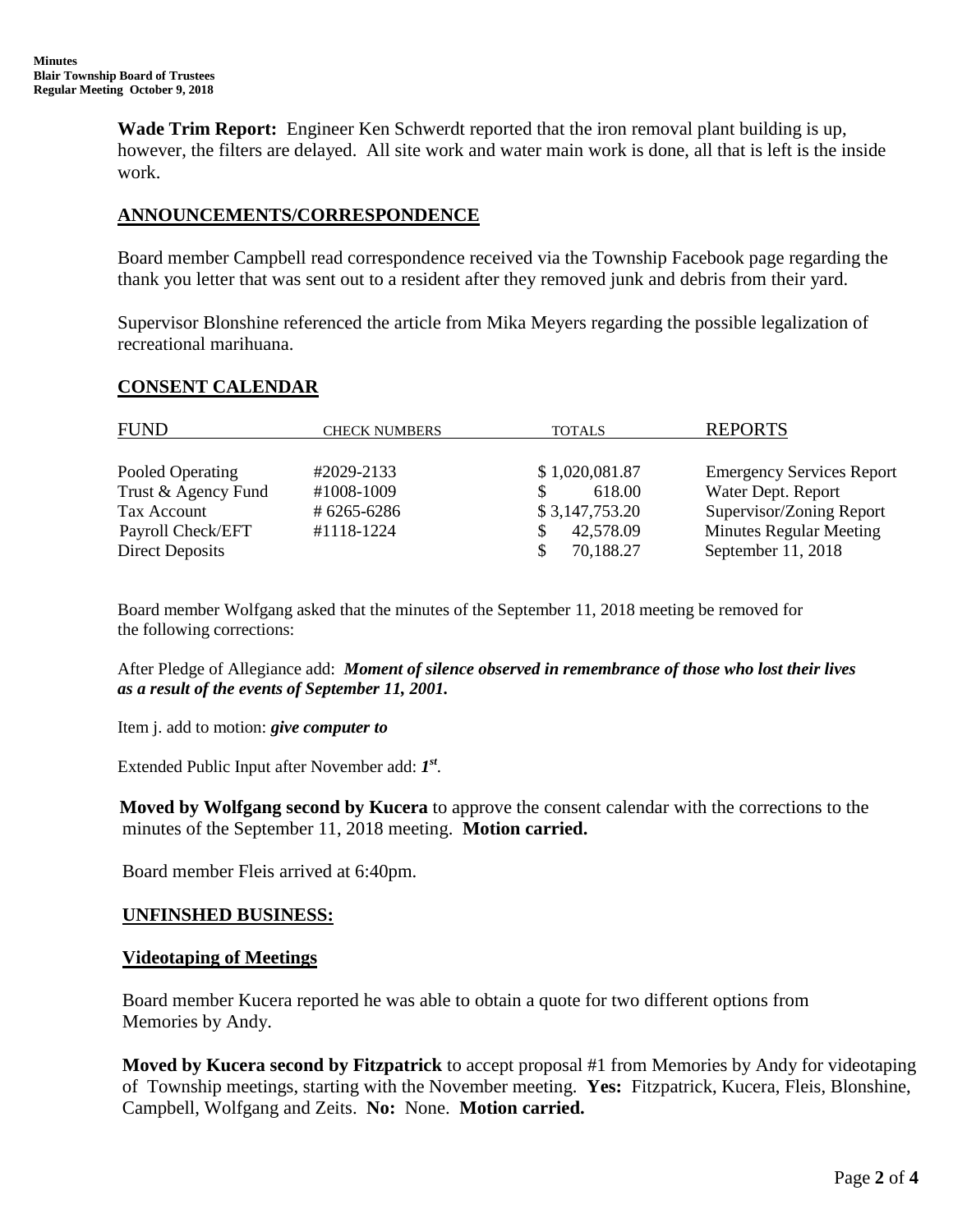**Wade Trim Report:** Engineer Ken Schwerdt reported that the iron removal plant building is up, however, the filters are delayed. All site work and water main work is done, all that is left is the inside work.

## ANNOUNCEMENTS/CORRESPONDENCE

Board member Campbell read correspondence received via the Township Facebook page regarding the thank you letter that was sent out to a resident after they removed junk and debris from their yard.

Supervisor Blonshine referenced the article from Mika Meyers regarding the possible legalization of recreational marihuana.

## CONSENT CALENDAR

| FUND | CHECK NUMBERS | TOTALS | REPORTS |
|---|---|---|---|
| Pooled Operating | #2029-2133 | $ 1,020,081.87 | Emergency Services Report |
| Trust & Agency Fund | #1008-1009 | $ 618.00 | Water Dept. Report |
| Tax Account | # 6265-6286 | $ 3,147,753.20 | Supervisor/Zoning Report |
| Payroll Check/EFT | #1118-1224 | $ 42,578.09 | Minutes Regular Meeting |
| Direct Deposits | | $ 70,188.27 | September 11, 2018 |

Board member Wolfgang asked that the minutes of the September 11, 2018 meeting be removed for the following corrections:

After Pledge of Allegiance add: ***Moment of silence observed in remembrance of those who lost their lives as a result of the events of September 11, 2001.***

Item j. add to motion: ***give computer to***

Extended Public Input after November add: ***1st***.

**Moved by Wolfgang second by Kucera** to approve the consent calendar with the corrections to the minutes of the September 11, 2018 meeting. **Motion carried.**

Board member Fleis arrived at 6:40pm.

## UNFINSHED BUSINESS:

### Videotaping of Meetings

Board member Kucera reported he was able to obtain a quote for two different options from Memories by Andy.

**Moved by Kucera second by Fitzpatrick** to accept proposal #1 from Memories by Andy for videotaping of Township meetings, starting with the November meeting. **Yes:** Fitzpatrick, Kucera, Fleis, Blonshine, Campbell, Wolfgang and Zeits. **No:** None. **Motion carried.**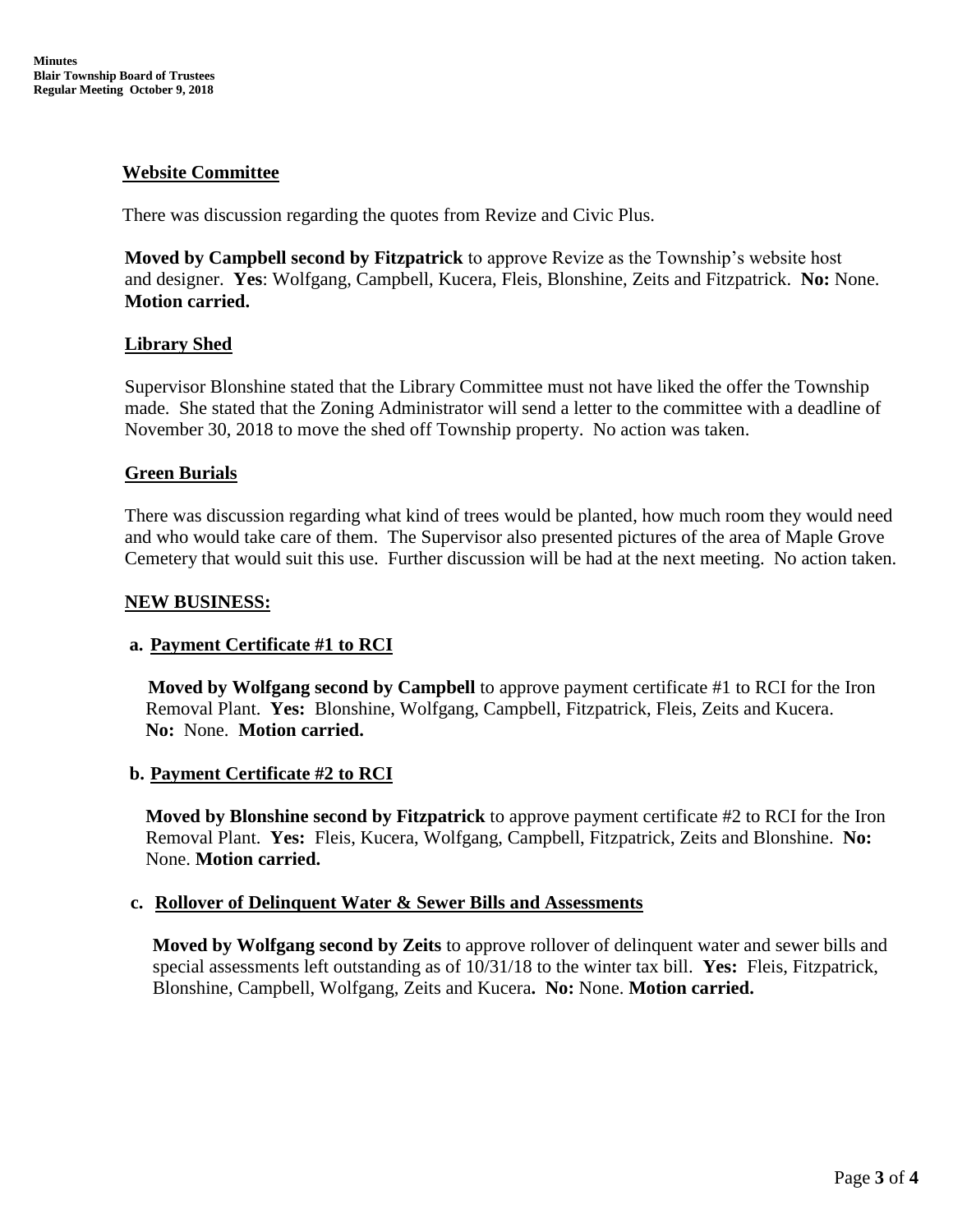**Website Committee**

There was discussion regarding the quotes from Revize and Civic Plus.

**Moved by Campbell second by Fitzpatrick** to approve Revize as the Township's website host and designer. **Yes**: Wolfgang, Campbell, Kucera, Fleis, Blonshine, Zeits and Fitzpatrick. **No:** None. **Motion carried.**

**Library Shed**

Supervisor Blonshine stated that the Library Committee must not have liked the offer the Township made. She stated that the Zoning Administrator will send a letter to the committee with a deadline of November 30, 2018 to move the shed off Township property. No action was taken.

**Green Burials**

There was discussion regarding what kind of trees would be planted, how much room they would need and who would take care of them. The Supervisor also presented pictures of the area of Maple Grove Cemetery that would suit this use. Further discussion will be had at the next meeting. No action taken.

**NEW BUSINESS:**

**a. Payment Certificate #1 to RCI**

**Moved by Wolfgang second by Campbell** to approve payment certificate #1 to RCI for the Iron Removal Plant. **Yes:** Blonshine, Wolfgang, Campbell, Fitzpatrick, Fleis, Zeits and Kucera. **No:** None. **Motion carried.**

**b. Payment Certificate #2 to RCI**

**Moved by Blonshine second by Fitzpatrick** to approve payment certificate #2 to RCI for the Iron Removal Plant. **Yes:** Fleis, Kucera, Wolfgang, Campbell, Fitzpatrick, Zeits and Blonshine. **No:** None. **Motion carried.**

**c. Rollover of Delinquent Water & Sewer Bills and Assessments**

**Moved by Wolfgang second by Zeits** to approve rollover of delinquent water and sewer bills and special assessments left outstanding as of 10/31/18 to the winter tax bill. **Yes:** Fleis, Fitzpatrick, Blonshine, Campbell, Wolfgang, Zeits and Kucera**. No:** None. **Motion carried.**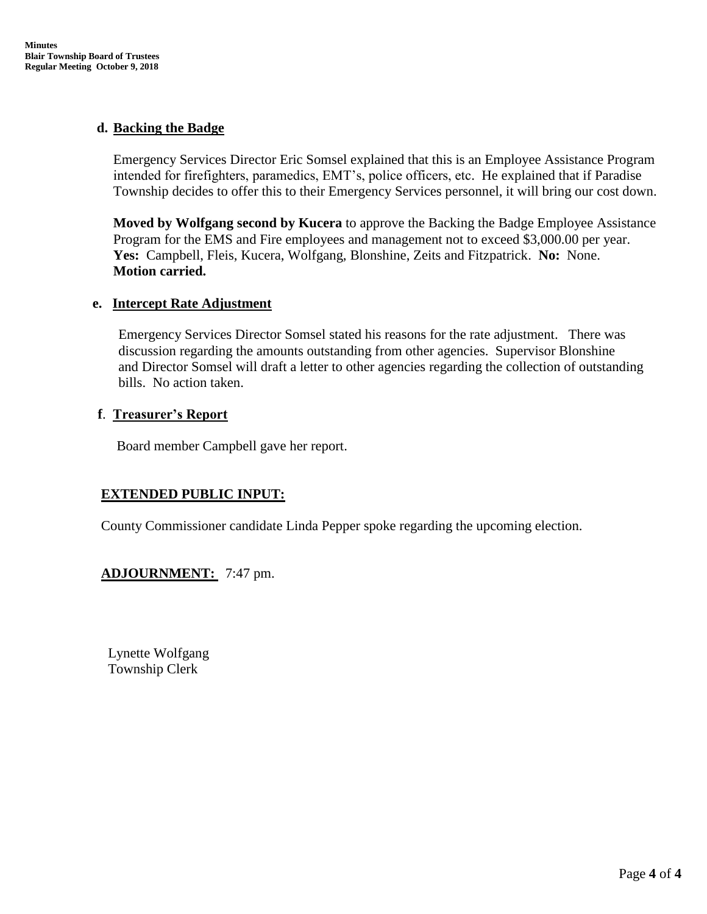**d. Backing the Badge**

Emergency Services Director Eric Somsel explained that this is an Employee Assistance Program intended for firefighters, paramedics, EMT's, police officers, etc. He explained that if Paradise Township decides to offer this to their Emergency Services personnel, it will bring our cost down.

**Moved by Wolfgang second by Kucera** to approve the Backing the Badge Employee Assistance Program for the EMS and Fire employees and management not to exceed $3,000.00 per year. **Yes:** Campbell, Fleis, Kucera, Wolfgang, Blonshine, Zeits and Fitzpatrick. **No:** None. **Motion carried.**

**e. Intercept Rate Adjustment**

Emergency Services Director Somsel stated his reasons for the rate adjustment. There was discussion regarding the amounts outstanding from other agencies. Supervisor Blonshine and Director Somsel will draft a letter to other agencies regarding the collection of outstanding bills. No action taken.

**f. Treasurer's Report**

Board member Campbell gave her report.

**EXTENDED PUBLIC INPUT:**

County Commissioner candidate Linda Pepper spoke regarding the upcoming election.

**ADJOURNMENT:** 7:47 pm.

Lynette Wolfgang
Township Clerk